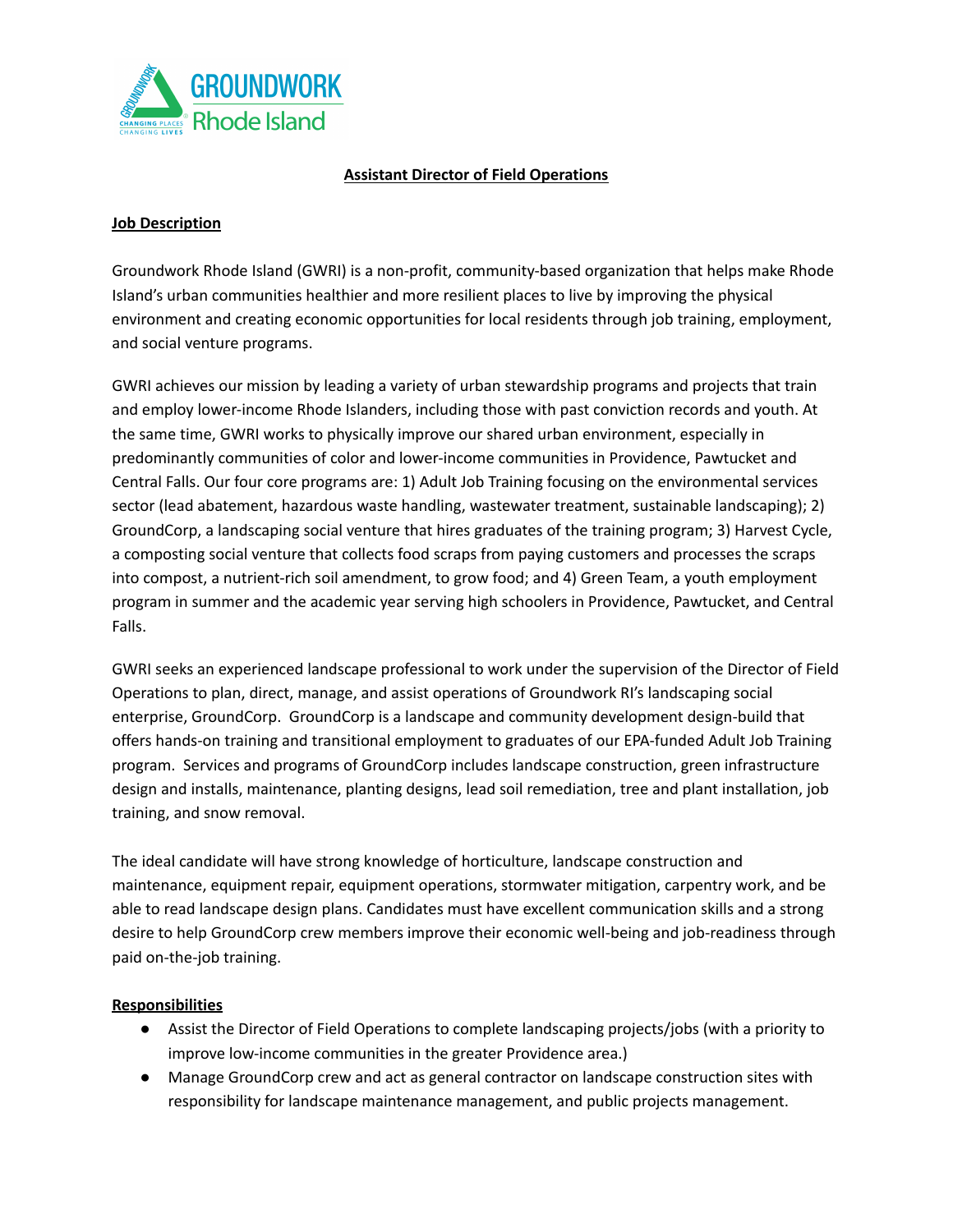# Assistant Director of Field Operations

## Job Description

Groundwork Rhode Island (GWRI) is a non-profit, community-based organization that helps make Rhode Island's urban communities healthier and more resilient places to live by improving the physical environment and creating economic opportunities for local residents through job training, employment, and social venture programs.

GWRI achieves our mission by leading a variety of urban stewardship programs and projects that train and employ lower-income Rhode Islanders, including those with past conviction records and youth. At the same time, GWRI works to physically improve our shared urban environment, especially in predominantly communities of color and lower-income communities in Providence, Pawtucket and Central Falls. Our four core programs are: 1) Adult Job Training focusing on the environmental services sector (lead abatement, hazardous waste handling, wastewater treatment, sustainable landscaping); 2) GroundCorp, a landscaping social venture that hires graduates of the training program; 3) Harvest Cycle, a composting social venture that collects food scraps from paying customers and processes the scraps into compost, a nutrient-rich soil amendment, to grow food; and 4) Green Team, a youth employment program in summer and the academic year serving high schoolers in Providence, Pawtucket, and Central Falls.

GWRI seeks an experienced landscape professional to work under the supervision of the Director of Field Operations to plan, direct, manage, and assist operations of Groundwork RI's landscaping social enterprise, GroundCorp. GroundCorp is a landscape and community development design-build that offers hands-on training and transitional employment to graduates of our EPA-funded Adult Job Training program. Services and programs of GroundCorp includes landscape construction, green infrastructure design and installs, maintenance, planting designs, lead soil remediation, tree and plant installation, job training, and snow removal.

The ideal candidate will have strong knowledge of horticulture, landscape construction and maintenance, equipment repair, equipment operations, stormwater mitigation, carpentry work, and be able to read landscape design plans. Candidates must have excellent communication skills and a strong desire to help GroundCorp crew members improve their economic well-being and job-readiness through paid on-the-job training.

## Responsibilities

- Assist the Director of Field Operations to complete landscaping projects/jobs (with a priority to improve low-income communities in the greater Providence area.)
- Manage GroundCorp crew and act as general contractor on landscape construction sites with responsibility for landscape maintenance management, and public projects management.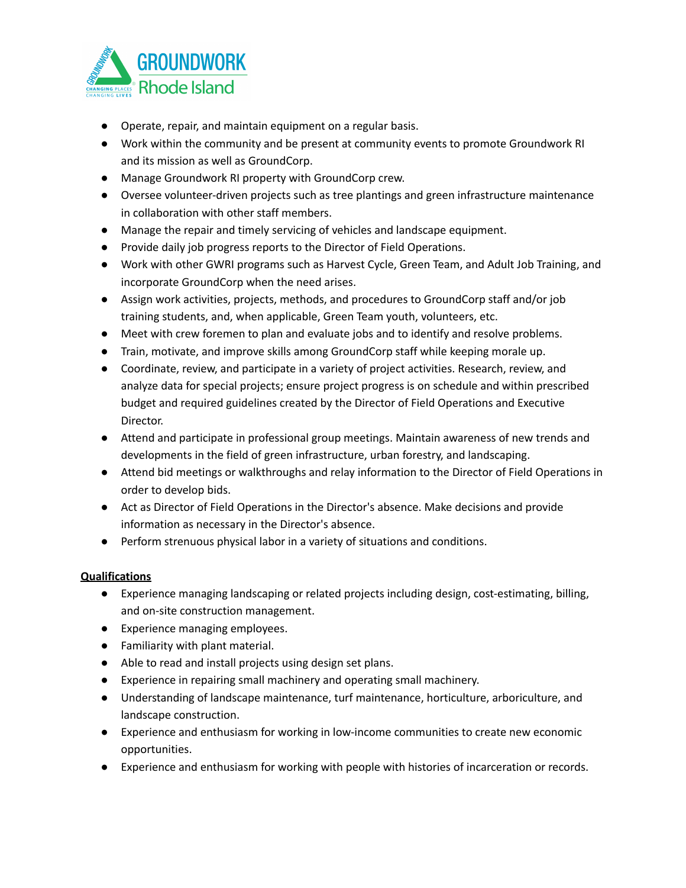- Operate, repair, and maintain equipment on a regular basis.
- Work within the community and be present at community events to promote Groundwork RI and its mission as well as GroundCorp.
- Manage Groundwork RI property with GroundCorp crew.
- Oversee volunteer-driven projects such as tree plantings and green infrastructure maintenance in collaboration with other staff members.
- Manage the repair and timely servicing of vehicles and landscape equipment.
- Provide daily job progress reports to the Director of Field Operations.
- Work with other GWRI programs such as Harvest Cycle, Green Team, and Adult Job Training, and incorporate GroundCorp when the need arises.
- Assign work activities, projects, methods, and procedures to GroundCorp staff and/or job training students, and, when applicable, Green Team youth, volunteers, etc.
- Meet with crew foremen to plan and evaluate jobs and to identify and resolve problems.
- Train, motivate, and improve skills among GroundCorp staff while keeping morale up.
- Coordinate, review, and participate in a variety of project activities. Research, review, and analyze data for special projects; ensure project progress is on schedule and within prescribed budget and required guidelines created by the Director of Field Operations and Executive Director.
- Attend and participate in professional group meetings. Maintain awareness of new trends and developments in the field of green infrastructure, urban forestry, and landscaping.
- Attend bid meetings or walkthroughs and relay information to the Director of Field Operations in order to develop bids.
- Act as Director of Field Operations in the Director's absence. Make decisions and provide information as necessary in the Director's absence.
- Perform strenuous physical labor in a variety of situations and conditions.

**Qualifications**

- Experience managing landscaping or related projects including design, cost-estimating, billing, and on-site construction management.
- Experience managing employees.
- Familiarity with plant material.
- Able to read and install projects using design set plans.
- Experience in repairing small machinery and operating small machinery.
- Understanding of landscape maintenance, turf maintenance, horticulture, arboriculture, and landscape construction.
- Experience and enthusiasm for working in low-income communities to create new economic opportunities.
- Experience and enthusiasm for working with people with histories of incarceration or records.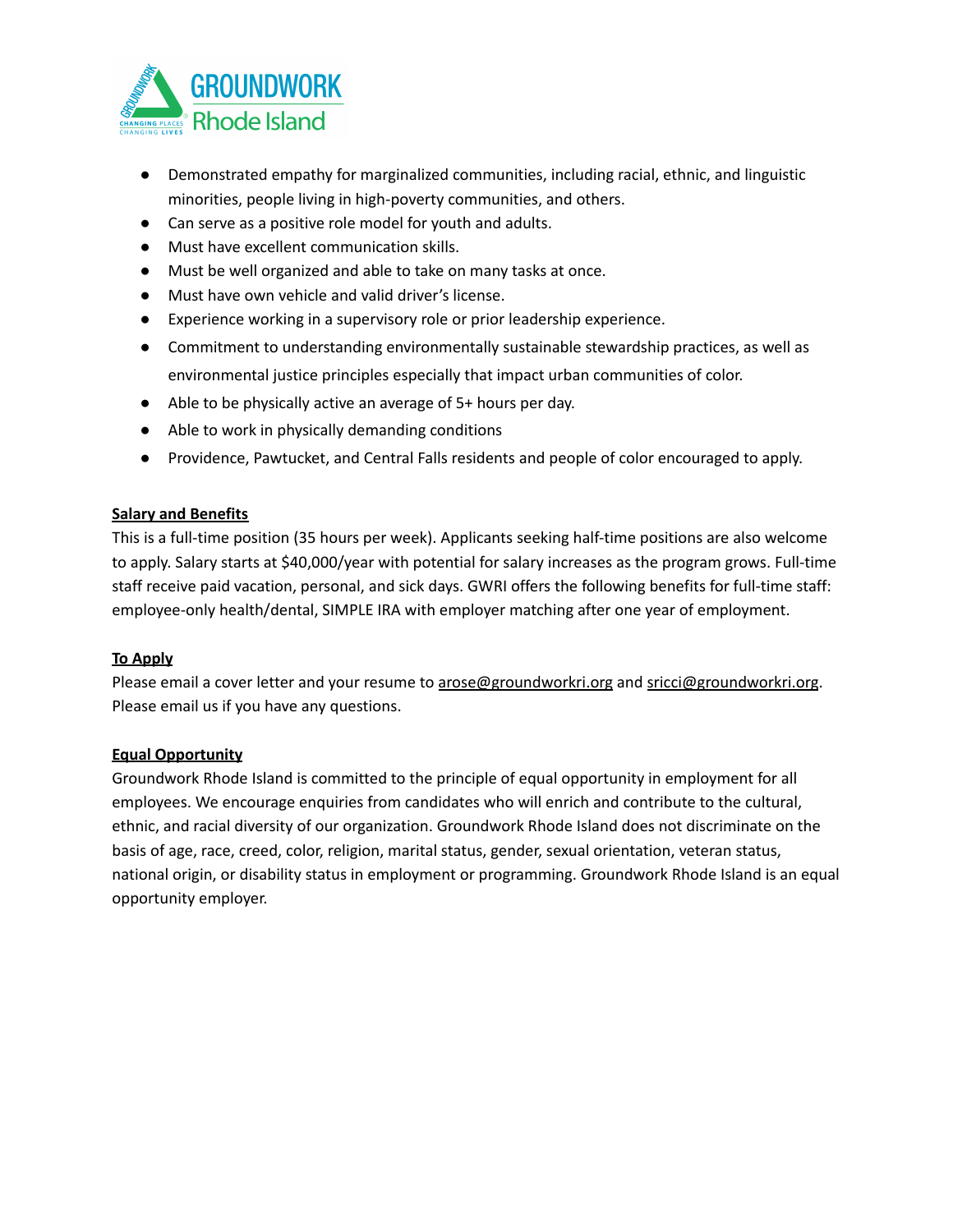- Demonstrated empathy for marginalized communities, including racial, ethnic, and linguistic minorities, people living in high-poverty communities, and others.
- Can serve as a positive role model for youth and adults.
- Must have excellent communication skills.
- Must be well organized and able to take on many tasks at once.
- Must have own vehicle and valid driver's license.
- Experience working in a supervisory role or prior leadership experience.
- Commitment to understanding environmentally sustainable stewardship practices, as well as environmental justice principles especially that impact urban communities of color.
- Able to be physically active an average of 5+ hours per day.
- Able to work in physically demanding conditions
- Providence, Pawtucket, and Central Falls residents and people of color encouraged to apply.

## Salary and Benefits

This is a full-time position (35 hours per week). Applicants seeking half-time positions are also welcome to apply. Salary starts at $40,000/year with potential for salary increases as the program grows. Full-time staff receive paid vacation, personal, and sick days. GWRI offers the following benefits for full-time staff: employee-only health/dental, SIMPLE IRA with employer matching after one year of employment.

## To Apply

Please email a cover letter and your resume to arose@groundworkri.org and sricci@groundworkri.org. Please email us if you have any questions.

## Equal Opportunity

Groundwork Rhode Island is committed to the principle of equal opportunity in employment for all employees. We encourage enquiries from candidates who will enrich and contribute to the cultural, ethnic, and racial diversity of our organization. Groundwork Rhode Island does not discriminate on the basis of age, race, creed, color, religion, marital status, gender, sexual orientation, veteran status, national origin, or disability status in employment or programming. Groundwork Rhode Island is an equal opportunity employer.